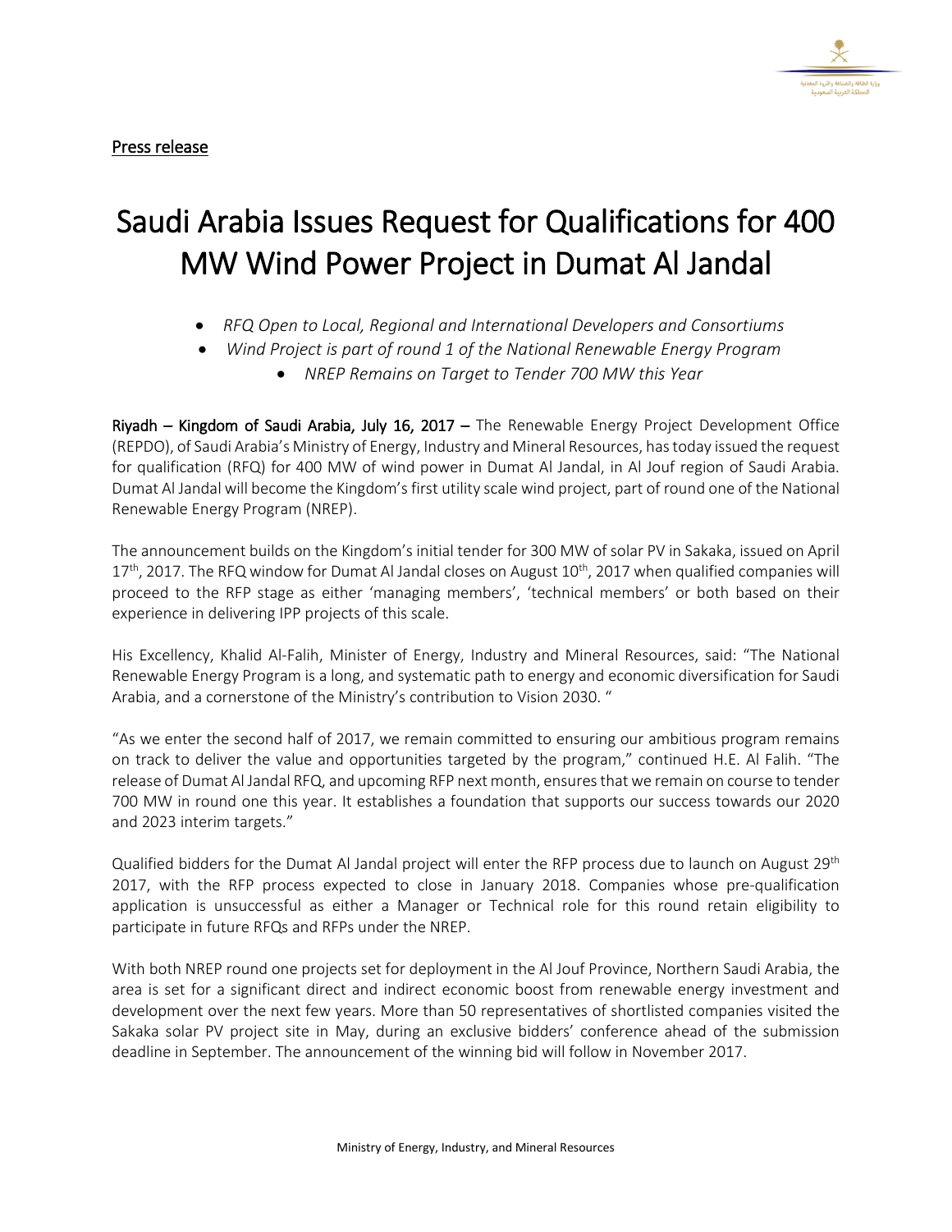Press release

# Saudi Arabia Issues Request for Qualifications for 400 MW Wind Power Project in Dumat Al Jandal

- *RFQ Open to Local, Regional and International Developers and Consortiums*
- *Wind Project is part of round 1 of the National Renewable Energy Program*
- *NREP Remains on Target to Tender 700 MW this Year*

**Riyadh – Kingdom of Saudi Arabia, July 16, 2017 –** The Renewable Energy Project Development Office (REPDO), of Saudi Arabia's Ministry of Energy, Industry and Mineral Resources, has today issued the request for qualification (RFQ) for 400 MW of wind power in Dumat Al Jandal, in Al Jouf region of Saudi Arabia. Dumat Al Jandal will become the Kingdom's first utility scale wind project, part of round one of the National Renewable Energy Program (NREP).

The announcement builds on the Kingdom's initial tender for 300 MW of solar PV in Sakaka, issued on April 17th, 2017. The RFQ window for Dumat Al Jandal closes on August 10th, 2017 when qualified companies will proceed to the RFP stage as either 'managing members', 'technical members' or both based on their experience in delivering IPP projects of this scale.

His Excellency, Khalid Al-Falih, Minister of Energy, Industry and Mineral Resources, said: "The National Renewable Energy Program is a long, and systematic path to energy and economic diversification for Saudi Arabia, and a cornerstone of the Ministry's contribution to Vision 2030. "

"As we enter the second half of 2017, we remain committed to ensuring our ambitious program remains on track to deliver the value and opportunities targeted by the program," continued H.E. Al Falih. "The release of Dumat Al Jandal RFQ, and upcoming RFP next month, ensures that we remain on course to tender 700 MW in round one this year. It establishes a foundation that supports our success towards our 2020 and 2023 interim targets."

Qualified bidders for the Dumat Al Jandal project will enter the RFP process due to launch on August 29th 2017, with the RFP process expected to close in January 2018. Companies whose pre-qualification application is unsuccessful as either a Manager or Technical role for this round retain eligibility to participate in future RFQs and RFPs under the NREP.

With both NREP round one projects set for deployment in the Al Jouf Province, Northern Saudi Arabia, the area is set for a significant direct and indirect economic boost from renewable energy investment and development over the next few years. More than 50 representatives of shortlisted companies visited the Sakaka solar PV project site in May, during an exclusive bidders' conference ahead of the submission deadline in September. The announcement of the winning bid will follow in November 2017.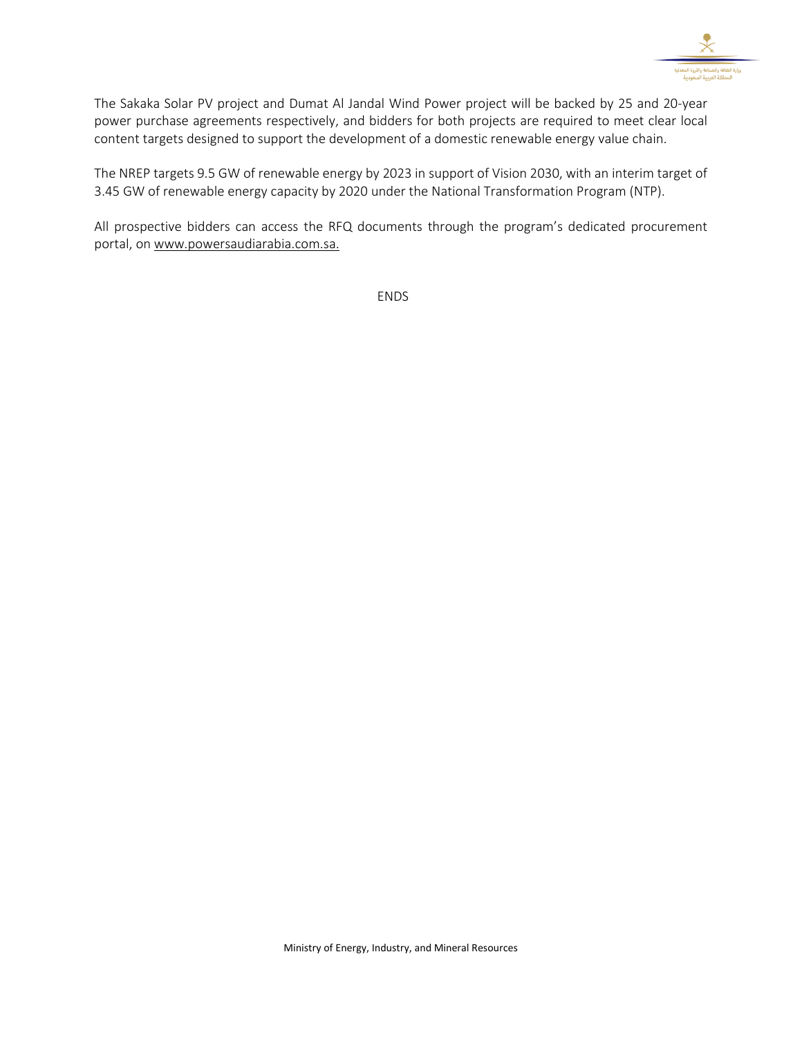The Sakaka Solar PV project and Dumat Al Jandal Wind Power project will be backed by 25 and 20-year power purchase agreements respectively, and bidders for both projects are required to meet clear local content targets designed to support the development of a domestic renewable energy value chain.

The NREP targets 9.5 GW of renewable energy by 2023 in support of Vision 2030, with an interim target of 3.45 GW of renewable energy capacity by 2020 under the National Transformation Program (NTP).

All prospective bidders can access the RFQ documents through the program's dedicated procurement portal, on www.powersaudiarabia.com.sa.

ENDS